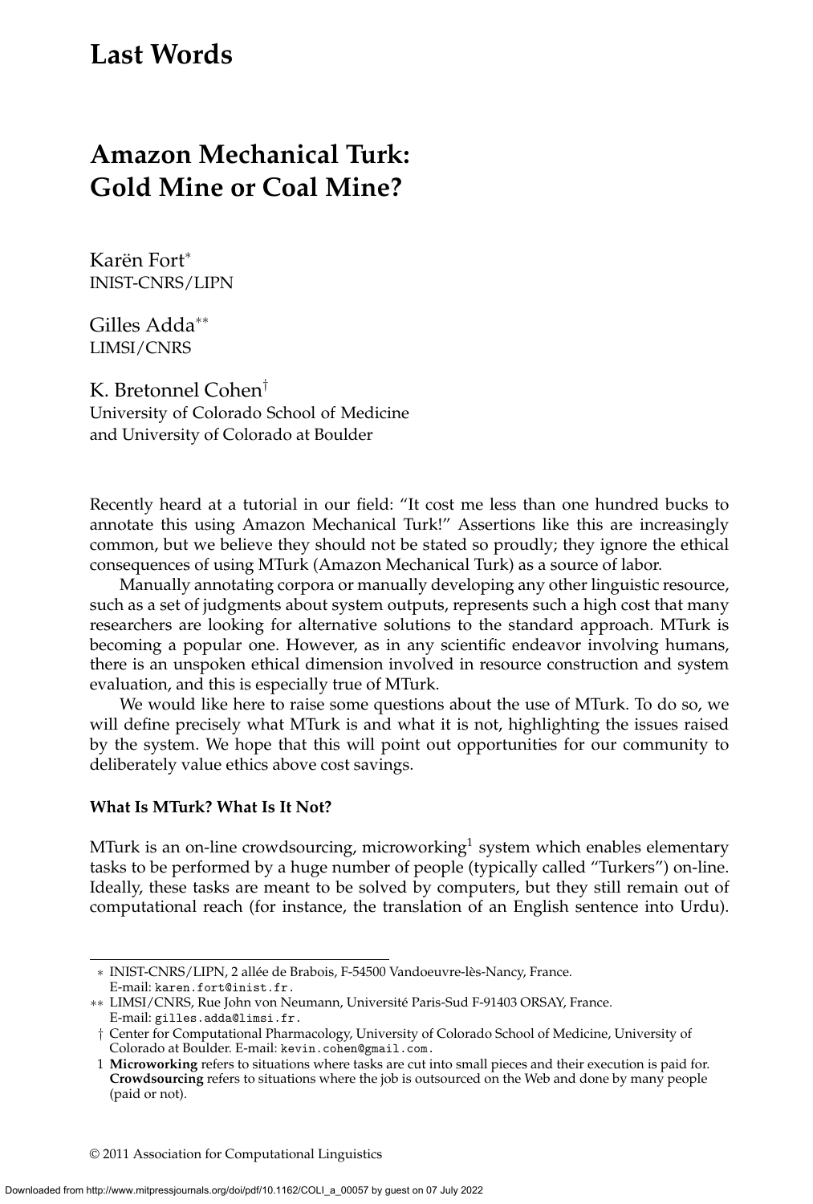# Last Words

## Amazon Mechanical Turk: Gold Mine or Coal Mine?

Karën Fort*
INIST-CNRS/LIPN

Gilles Adda**
LIMSI/CNRS

K. Bretonnel Cohen†
University of Colorado School of Medicine
and University of Colorado at Boulder

Recently heard at a tutorial in our field: "It cost me less than one hundred bucks to annotate this using Amazon Mechanical Turk!" Assertions like this are increasingly common, but we believe they should not be stated so proudly; they ignore the ethical consequences of using MTurk (Amazon Mechanical Turk) as a source of labor.

Manually annotating corpora or manually developing any other linguistic resource, such as a set of judgments about system outputs, represents such a high cost that many researchers are looking for alternative solutions to the standard approach. MTurk is becoming a popular one. However, as in any scientific endeavor involving humans, there is an unspoken ethical dimension involved in resource construction and system evaluation, and this is especially true of MTurk.

We would like here to raise some questions about the use of MTurk. To do so, we will define precisely what MTurk is and what it is not, highlighting the issues raised by the system. We hope that this will point out opportunities for our community to deliberately value ethics above cost savings.

### What Is MTurk? What Is It Not?

MTurk is an on-line crowdsourcing, microworking[1] system which enables elementary tasks to be performed by a huge number of people (typically called "Turkers") on-line. Ideally, these tasks are meant to be solved by computers, but they still remain out of computational reach (for instance, the translation of an English sentence into Urdu).

* INIST-CNRS/LIPN, 2 allée de Brabois, F-54500 Vandoeuvre-lès-Nancy, France. E-mail: karen.fort@inist.fr.

** LIMSI/CNRS, Rue John von Neumann, Université Paris-Sud F-91403 ORSAY, France. E-mail: gilles.adda@limsi.fr.

† Center for Computational Pharmacology, University of Colorado School of Medicine, University of Colorado at Boulder. E-mail: kevin.cohen@gmail.com.

1 **Microworking** refers to situations where tasks are cut into small pieces and their execution is paid for. **Crowdsourcing** refers to situations where the job is outsourced on the Web and done by many people (paid or not).

© 2011 Association for Computational Linguistics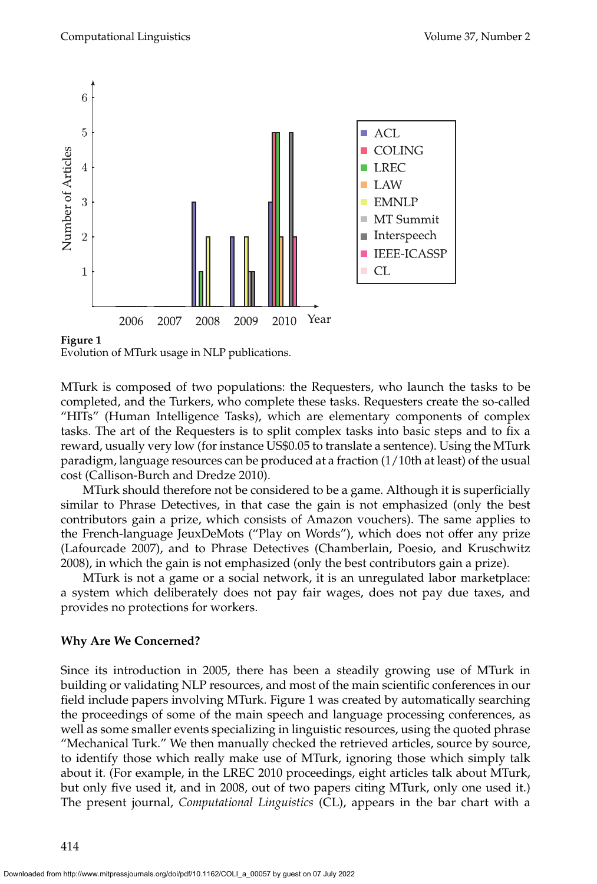**Figure 1**
Evolution of MTurk usage in NLP publications.

MTurk is composed of two populations: the Requesters, who launch the tasks to be completed, and the Turkers, who complete these tasks. Requesters create the so-called "HITs" (Human Intelligence Tasks), which are elementary components of complex tasks. The art of the Requesters is to split complex tasks into basic steps and to fix a reward, usually very low (for instance US$0.05 to translate a sentence). Using the MTurk paradigm, language resources can be produced at a fraction (1/10th at least) of the usual cost (Callison-Burch and Dredze 2010).

MTurk should therefore not be considered to be a game. Although it is superficially similar to Phrase Detectives, in that case the gain is not emphasized (only the best contributors gain a prize, which consists of Amazon vouchers). The same applies to the French-language JeuxDeMots ("Play on Words"), which does not offer any prize (Lafourcade 2007), and to Phrase Detectives (Chamberlain, Poesio, and Kruschwitz 2008), in which the gain is not emphasized (only the best contributors gain a prize).

MTurk is not a game or a social network, it is an unregulated labor marketplace: a system which deliberately does not pay fair wages, does not pay due taxes, and provides no protections for workers.

**Why Are We Concerned?**

Since its introduction in 2005, there has been a steadily growing use of MTurk in building or validating NLP resources, and most of the main scientific conferences in our field include papers involving MTurk. Figure 1 was created by automatically searching the proceedings of some of the main speech and language processing conferences, as well as some smaller events specializing in linguistic resources, using the quoted phrase "Mechanical Turk." We then manually checked the retrieved articles, source by source, to identify those which really make use of MTurk, ignoring those which simply talk about it. (For example, in the LREC 2010 proceedings, eight articles talk about MTurk, but only five used it, and in 2008, out of two papers citing MTurk, only one used it.) The present journal, *Computational Linguistics* (CL), appears in the bar chart with a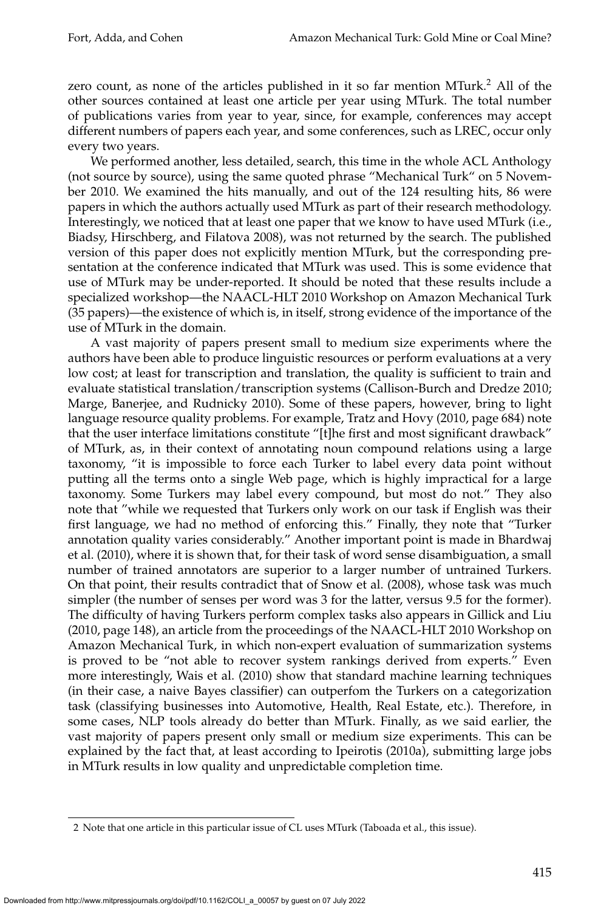zero count, as none of the articles published in it so far mention MTurk.[2] All of the other sources contained at least one article per year using MTurk. The total number of publications varies from year to year, since, for example, conferences may accept different numbers of papers each year, and some conferences, such as LREC, occur only every two years.

We performed another, less detailed, search, this time in the whole ACL Anthology (not source by source), using the same quoted phrase "Mechanical Turk" on 5 November 2010. We examined the hits manually, and out of the 124 resulting hits, 86 were papers in which the authors actually used MTurk as part of their research methodology. Interestingly, we noticed that at least one paper that we know to have used MTurk (i.e., Biadsy, Hirschberg, and Filatova 2008), was not returned by the search. The published version of this paper does not explicitly mention MTurk, but the corresponding presentation at the conference indicated that MTurk was used. This is some evidence that use of MTurk may be under-reported. It should be noted that these results include a specialized workshop—the NAACL-HLT 2010 Workshop on Amazon Mechanical Turk (35 papers)—the existence of which is, in itself, strong evidence of the importance of the use of MTurk in the domain.

A vast majority of papers present small to medium size experiments where the authors have been able to produce linguistic resources or perform evaluations at a very low cost; at least for transcription and translation, the quality is sufficient to train and evaluate statistical translation/transcription systems (Callison-Burch and Dredze 2010; Marge, Banerjee, and Rudnicky 2010). Some of these papers, however, bring to light language resource quality problems. For example, Tratz and Hovy (2010, page 684) note that the user interface limitations constitute "[t]he first and most significant drawback" of MTurk, as, in their context of annotating noun compound relations using a large taxonomy, "it is impossible to force each Turker to label every data point without putting all the terms onto a single Web page, which is highly impractical for a large taxonomy. Some Turkers may label every compound, but most do not." They also note that "while we requested that Turkers only work on our task if English was their first language, we had no method of enforcing this." Finally, they note that "Turker annotation quality varies considerably." Another important point is made in Bhardwaj et al. (2010), where it is shown that, for their task of word sense disambiguation, a small number of trained annotators are superior to a larger number of untrained Turkers. On that point, their results contradict that of Snow et al. (2008), whose task was much simpler (the number of senses per word was 3 for the latter, versus 9.5 for the former). The difficulty of having Turkers perform complex tasks also appears in Gillick and Liu (2010, page 148), an article from the proceedings of the NAACL-HLT 2010 Workshop on Amazon Mechanical Turk, in which non-expert evaluation of summarization systems is proved to be "not able to recover system rankings derived from experts." Even more interestingly, Wais et al. (2010) show that standard machine learning techniques (in their case, a naive Bayes classifier) can outperfom the Turkers on a categorization task (classifying businesses into Automotive, Health, Real Estate, etc.). Therefore, in some cases, NLP tools already do better than MTurk. Finally, as we said earlier, the vast majority of papers present only small or medium size experiments. This can be explained by the fact that, at least according to Ipeirotis (2010a), submitting large jobs in MTurk results in low quality and unpredictable completion time.

---

2 Note that one article in this particular issue of CL uses MTurk (Taboada et al., this issue).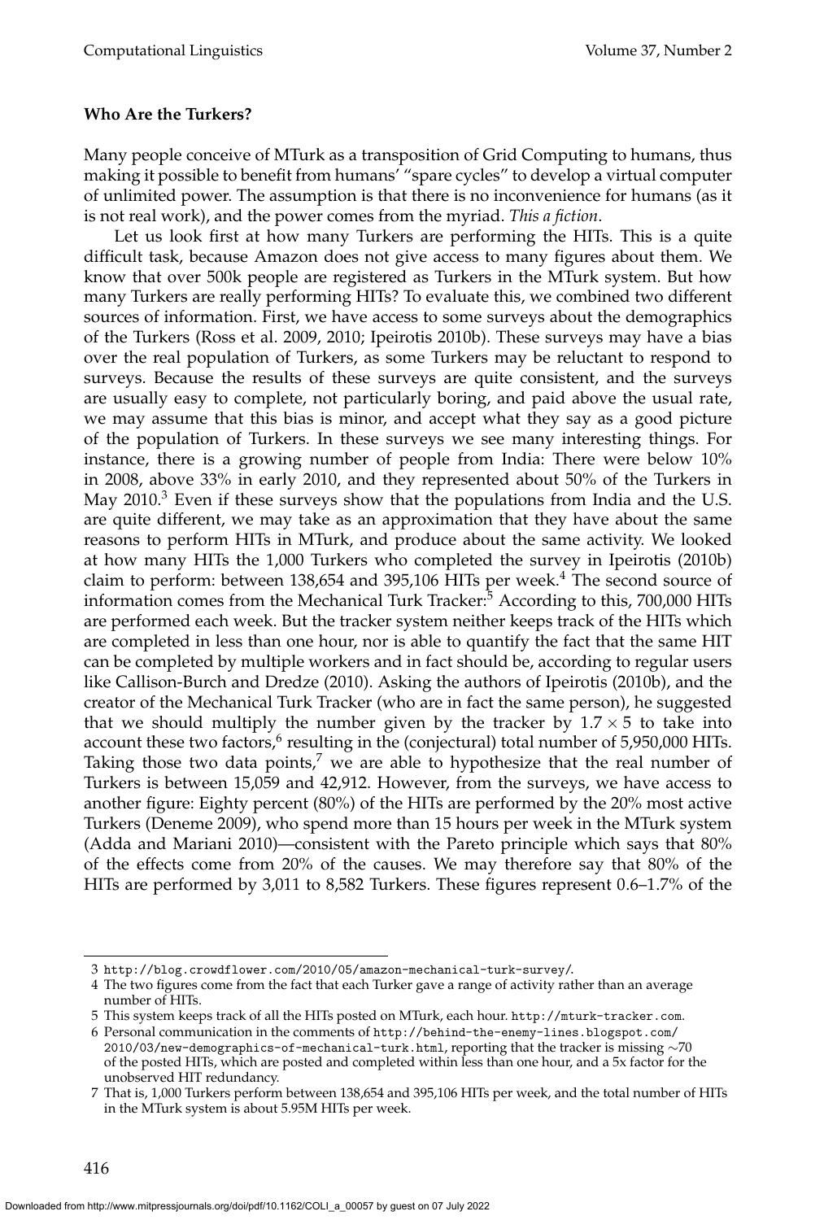**Who Are the Turkers?**

Many people conceive of MTurk as a transposition of Grid Computing to humans, thus making it possible to benefit from humans' "spare cycles" to develop a virtual computer of unlimited power. The assumption is that there is no inconvenience for humans (as it is not real work), and the power comes from the myriad. *This a fiction*.

Let us look first at how many Turkers are performing the HITs. This is a quite difficult task, because Amazon does not give access to many figures about them. We know that over 500k people are registered as Turkers in the MTurk system. But how many Turkers are really performing HITs? To evaluate this, we combined two different sources of information. First, we have access to some surveys about the demographics of the Turkers (Ross et al. 2009, 2010; Ipeirotis 2010b). These surveys may have a bias over the real population of Turkers, as some Turkers may be reluctant to respond to surveys. Because the results of these surveys are quite consistent, and the surveys are usually easy to complete, not particularly boring, and paid above the usual rate, we may assume that this bias is minor, and accept what they say as a good picture of the population of Turkers. In these surveys we see many interesting things. For instance, there is a growing number of people from India: There were below 10% in 2008, above 33% in early 2010, and they represented about 50% of the Turkers in May 2010.[3] Even if these surveys show that the populations from India and the U.S. are quite different, we may take as an approximation that they have about the same reasons to perform HITs in MTurk, and produce about the same activity. We looked at how many HITs the 1,000 Turkers who completed the survey in Ipeirotis (2010b) claim to perform: between 138,654 and 395,106 HITs per week.[4] The second source of information comes from the Mechanical Turk Tracker:[5] According to this, 700,000 HITs are performed each week. But the tracker system neither keeps track of the HITs which are completed in less than one hour, nor is able to quantify the fact that the same HIT can be completed by multiple workers and in fact should be, according to regular users like Callison-Burch and Dredze (2010). Asking the authors of Ipeirotis (2010b), and the creator of the Mechanical Turk Tracker (who are in fact the same person), he suggested that we should multiply the number given by the tracker by $1.7 \times 5$ to take into account these two factors,[6] resulting in the (conjectural) total number of 5,950,000 HITs. Taking those two data points,[7] we are able to hypothesize that the real number of Turkers is between 15,059 and 42,912. However, from the surveys, we have access to another figure: Eighty percent (80%) of the HITs are performed by the 20% most active Turkers (Deneme 2009), who spend more than 15 hours per week in the MTurk system (Adda and Mariani 2010)—consistent with the Pareto principle which says that 80% of the effects come from 20% of the causes. We may therefore say that 80% of the HITs are performed by 3,011 to 8,582 Turkers. These figures represent 0.6–1.7% of the

---

3 http://blog.crowdflower.com/2010/05/amazon-mechanical-turk-survey/.

4 The two figures come from the fact that each Turker gave a range of activity rather than an average number of HITs.

5 This system keeps track of all the HITs posted on MTurk, each hour. http://mturk-tracker.com.

6 Personal communication in the comments of http://behind-the-enemy-lines.blogspot.com/2010/03/new-demographics-of-mechanical-turk.html, reporting that the tracker is missing ∼70 of the posted HITs, which are posted and completed within less than one hour, and a 5x factor for the unobserved HIT redundancy.

7 That is, 1,000 Turkers perform between 138,654 and 395,106 HITs per week, and the total number of HITs in the MTurk system is about 5.95M HITs per week.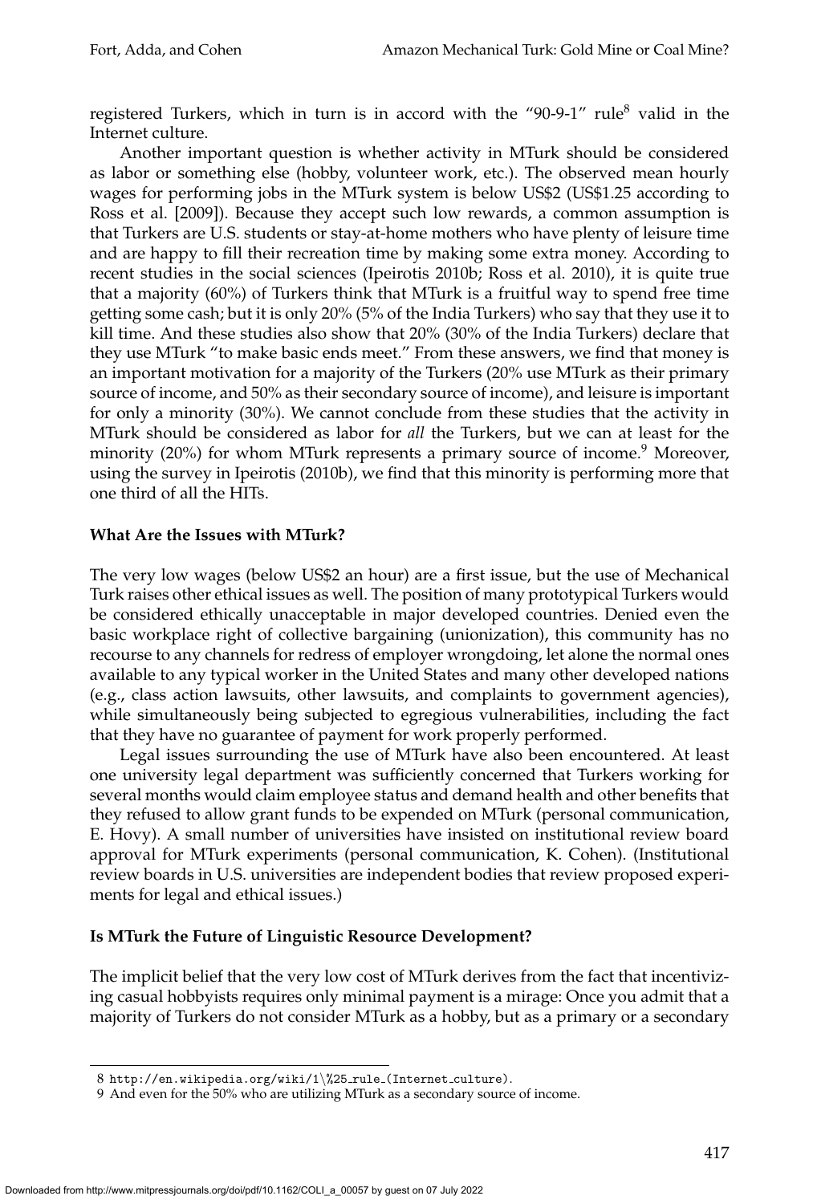registered Turkers, which in turn is in accord with the “90-9-1” rule[8] valid in the Internet culture.

Another important question is whether activity in MTurk should be considered as labor or something else (hobby, volunteer work, etc.). The observed mean hourly wages for performing jobs in the MTurk system is below US$2 (US$1.25 according to Ross et al. [2009]). Because they accept such low rewards, a common assumption is that Turkers are U.S. students or stay-at-home mothers who have plenty of leisure time and are happy to fill their recreation time by making some extra money. According to recent studies in the social sciences (Ipeirotis 2010b; Ross et al. 2010), it is quite true that a majority (60%) of Turkers think that MTurk is a fruitful way to spend free time getting some cash; but it is only 20% (5% of the India Turkers) who say that they use it to kill time. And these studies also show that 20% (30% of the India Turkers) declare that they use MTurk “to make basic ends meet.” From these answers, we find that money is an important motivation for a majority of the Turkers (20% use MTurk as their primary source of income, and 50% as their secondary source of income), and leisure is important for only a minority (30%). We cannot conclude from these studies that the activity in MTurk should be considered as labor for *all* the Turkers, but we can at least for the minority (20%) for whom MTurk represents a primary source of income.[9] Moreover, using the survey in Ipeirotis (2010b), we find that this minority is performing more that one third of all the HITs.

### What Are the Issues with MTurk?

The very low wages (below US$2 an hour) are a first issue, but the use of Mechanical Turk raises other ethical issues as well. The position of many prototypical Turkers would be considered ethically unacceptable in major developed countries. Denied even the basic workplace right of collective bargaining (unionization), this community has no recourse to any channels for redress of employer wrongdoing, let alone the normal ones available to any typical worker in the United States and many other developed nations (e.g., class action lawsuits, other lawsuits, and complaints to government agencies), while simultaneously being subjected to egregious vulnerabilities, including the fact that they have no guarantee of payment for work properly performed.

Legal issues surrounding the use of MTurk have also been encountered. At least one university legal department was sufficiently concerned that Turkers working for several months would claim employee status and demand health and other benefits that they refused to allow grant funds to be expended on MTurk (personal communication, E. Hovy). A small number of universities have insisted on institutional review board approval for MTurk experiments (personal communication, K. Cohen). (Institutional review boards in U.S. universities are independent bodies that review proposed experiments for legal and ethical issues.)

### Is MTurk the Future of Linguistic Resource Development?

The implicit belief that the very low cost of MTurk derives from the fact that incentivizing casual hobbyists requires only minimal payment is a mirage: Once you admit that a majority of Turkers do not consider MTurk as a hobby, but as a primary or a secondary

8 http://en.wikipedia.org/wiki/1\%25_rule_(Internet_culture).

9 And even for the 50% who are utilizing MTurk as a secondary source of income.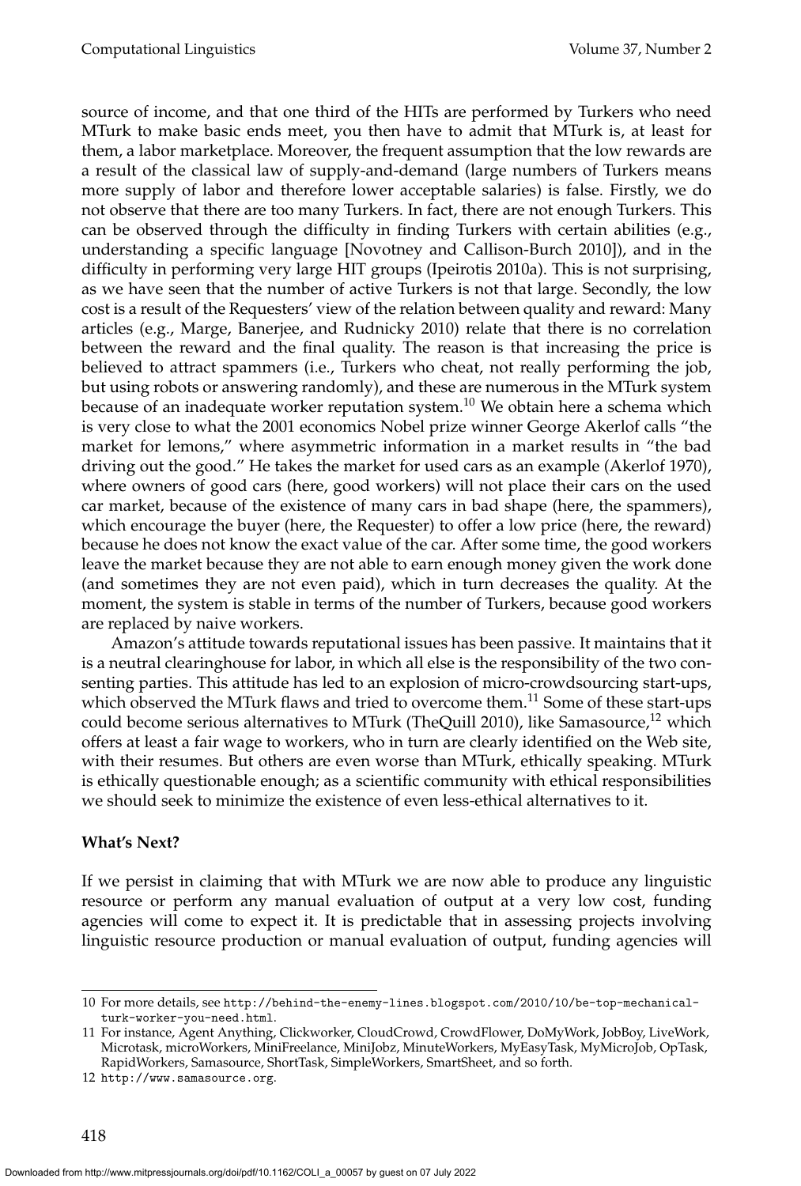source of income, and that one third of the HITs are performed by Turkers who need MTurk to make basic ends meet, you then have to admit that MTurk is, at least for them, a labor marketplace. Moreover, the frequent assumption that the low rewards are a result of the classical law of supply-and-demand (large numbers of Turkers means more supply of labor and therefore lower acceptable salaries) is false. Firstly, we do not observe that there are too many Turkers. In fact, there are not enough Turkers. This can be observed through the difficulty in finding Turkers with certain abilities (e.g., understanding a specific language [Novotney and Callison-Burch 2010]), and in the difficulty in performing very large HIT groups (Ipeirotis 2010a). This is not surprising, as we have seen that the number of active Turkers is not that large. Secondly, the low cost is a result of the Requesters' view of the relation between quality and reward: Many articles (e.g., Marge, Banerjee, and Rudnicky 2010) relate that there is no correlation between the reward and the final quality. The reason is that increasing the price is believed to attract spammers (i.e., Turkers who cheat, not really performing the job, but using robots or answering randomly), and these are numerous in the MTurk system because of an inadequate worker reputation system.[10] We obtain here a schema which is very close to what the 2001 economics Nobel prize winner George Akerlof calls "the market for lemons," where asymmetric information in a market results in "the bad driving out the good." He takes the market for used cars as an example (Akerlof 1970), where owners of good cars (here, good workers) will not place their cars on the used car market, because of the existence of many cars in bad shape (here, the spammers), which encourage the buyer (here, the Requester) to offer a low price (here, the reward) because he does not know the exact value of the car. After some time, the good workers leave the market because they are not able to earn enough money given the work done (and sometimes they are not even paid), which in turn decreases the quality. At the moment, the system is stable in terms of the number of Turkers, because good workers are replaced by naive workers.

Amazon's attitude towards reputational issues has been passive. It maintains that it is a neutral clearinghouse for labor, in which all else is the responsibility of the two consenting parties. This attitude has led to an explosion of micro-crowdsourcing start-ups, which observed the MTurk flaws and tried to overcome them.[11] Some of these start-ups could become serious alternatives to MTurk (TheQuill 2010), like Samasource,[12] which offers at least a fair wage to workers, who in turn are clearly identified on the Web site, with their resumes. But others are even worse than MTurk, ethically speaking. MTurk is ethically questionable enough; as a scientific community with ethical responsibilities we should seek to minimize the existence of even less-ethical alternatives to it.

**What's Next?**

If we persist in claiming that with MTurk we are now able to produce any linguistic resource or perform any manual evaluation of output at a very low cost, funding agencies will come to expect it. It is predictable that in assessing projects involving linguistic resource production or manual evaluation of output, funding agencies will

---

10 For more details, see http://behind-the-enemy-lines.blogspot.com/2010/10/be-top-mechanical-turk-worker-you-need.html.

11 For instance, Agent Anything, Clickworker, CloudCrowd, CrowdFlower, DoMyWork, JobBoy, LiveWork, Microtask, microWorkers, MiniFreelance, MiniJobz, MinuteWorkers, MyEasyTask, MyMicroJob, OpTask, RapidWorkers, Samasource, ShortTask, SimpleWorkers, SmartSheet, and so forth.

12 http://www.samasource.org.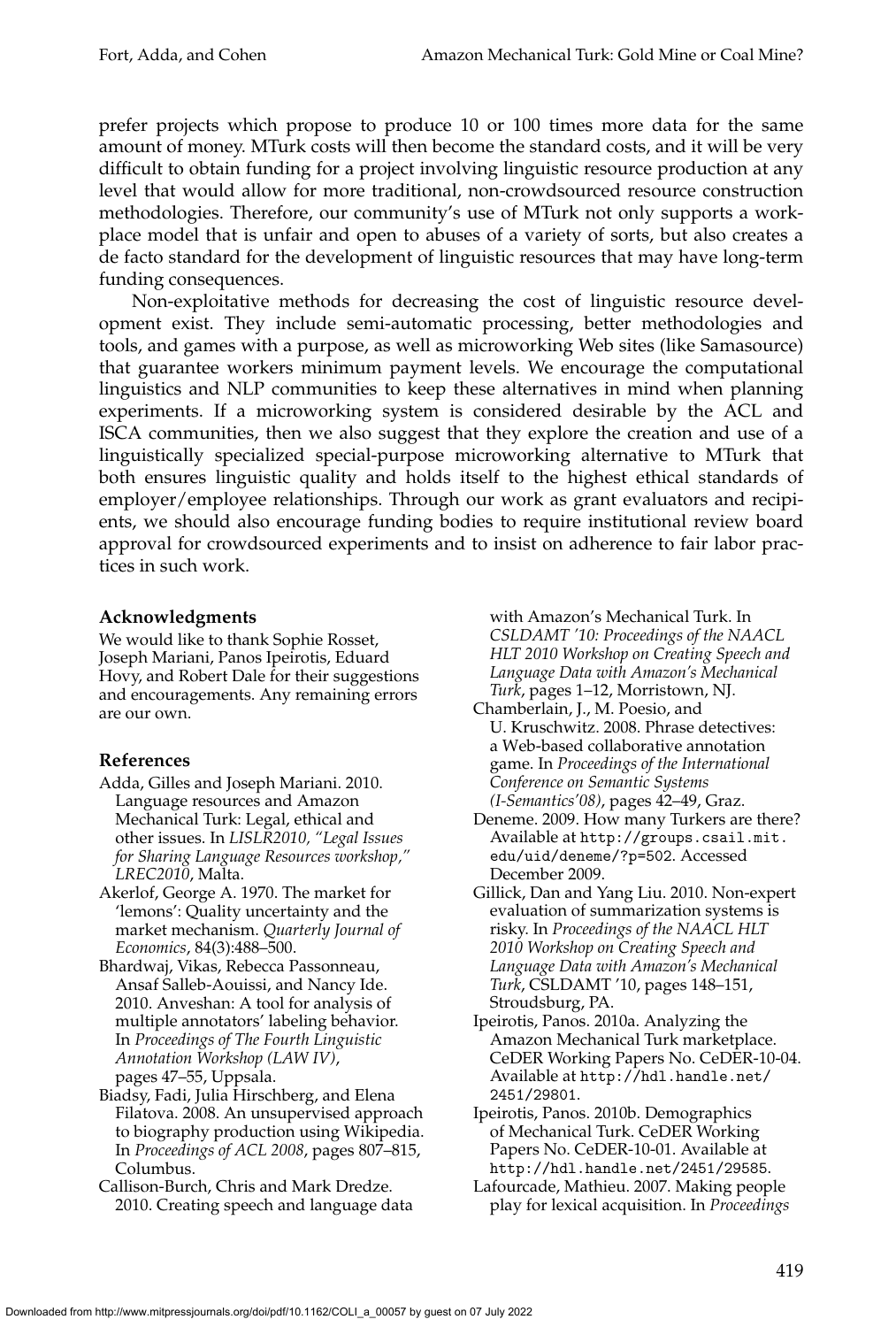prefer projects which propose to produce 10 or 100 times more data for the same amount of money. MTurk costs will then become the standard costs, and it will be very difficult to obtain funding for a project involving linguistic resource production at any level that would allow for more traditional, non-crowdsourced resource construction methodologies. Therefore, our community's use of MTurk not only supports a workplace model that is unfair and open to abuses of a variety of sorts, but also creates a de facto standard for the development of linguistic resources that may have long-term funding consequences.

Non-exploitative methods for decreasing the cost of linguistic resource development exist. They include semi-automatic processing, better methodologies and tools, and games with a purpose, as well as microworking Web sites (like Samasource) that guarantee workers minimum payment levels. We encourage the computational linguistics and NLP communities to keep these alternatives in mind when planning experiments. If a microworking system is considered desirable by the ACL and ISCA communities, then we also suggest that they explore the creation and use of a linguistically specialized special-purpose microworking alternative to MTurk that both ensures linguistic quality and holds itself to the highest ethical standards of employer/employee relationships. Through our work as grant evaluators and recipients, we should also encourage funding bodies to require institutional review board approval for crowdsourced experiments and to insist on adherence to fair labor practices in such work.

## Acknowledgments

We would like to thank Sophie Rosset, Joseph Mariani, Panos Ipeirotis, Eduard Hovy, and Robert Dale for their suggestions and encouragements. Any remaining errors are our own.

## References

Adda, Gilles and Joseph Mariani. 2010. Language resources and Amazon Mechanical Turk: Legal, ethical and other issues. In *LISLR2010, "Legal Issues for Sharing Language Resources workshop," LREC2010*, Malta.

Akerlof, George A. 1970. The market for 'lemons': Quality uncertainty and the market mechanism. *Quarterly Journal of Economics*, 84(3):488–500.

Bhardwaj, Vikas, Rebecca Passonneau, Ansaf Salleb-Aouissi, and Nancy Ide. 2010. Anveshan: A tool for analysis of multiple annotators' labeling behavior. In *Proceedings of The Fourth Linguistic Annotation Workshop (LAW IV)*, pages 47–55, Uppsala.

Biadsy, Fadi, Julia Hirschberg, and Elena Filatova. 2008. An unsupervised approach to biography production using Wikipedia. In *Proceedings of ACL 2008*, pages 807–815, Columbus.

Callison-Burch, Chris and Mark Dredze. 2010. Creating speech and language data with Amazon's Mechanical Turk. In *CSLDAMT '10: Proceedings of the NAACL HLT 2010 Workshop on Creating Speech and Language Data with Amazon's Mechanical Turk*, pages 1–12, Morristown, NJ.

Chamberlain, J., M. Poesio, and U. Kruschwitz. 2008. Phrase detectives: a Web-based collaborative annotation game. In *Proceedings of the International Conference on Semantic Systems (I-Semantics'08)*, pages 42–49, Graz.

Deneme. 2009. How many Turkers are there? Available at http://groups.csail.mit.edu/uid/deneme/?p=502. Accessed December 2009.

Gillick, Dan and Yang Liu. 2010. Non-expert evaluation of summarization systems is risky. In *Proceedings of the NAACL HLT 2010 Workshop on Creating Speech and Language Data with Amazon's Mechanical Turk*, CSLDAMT '10, pages 148–151, Stroudsburg, PA.

Ipeirotis, Panos. 2010a. Analyzing the Amazon Mechanical Turk marketplace. CeDER Working Papers No. CeDER-10-04. Available at http://hdl.handle.net/2451/29801.

Ipeirotis, Panos. 2010b. Demographics of Mechanical Turk. CeDER Working Papers No. CeDER-10-01. Available at http://hdl.handle.net/2451/29585.

Lafourcade, Mathieu. 2007. Making people play for lexical acquisition. In *Proceedings*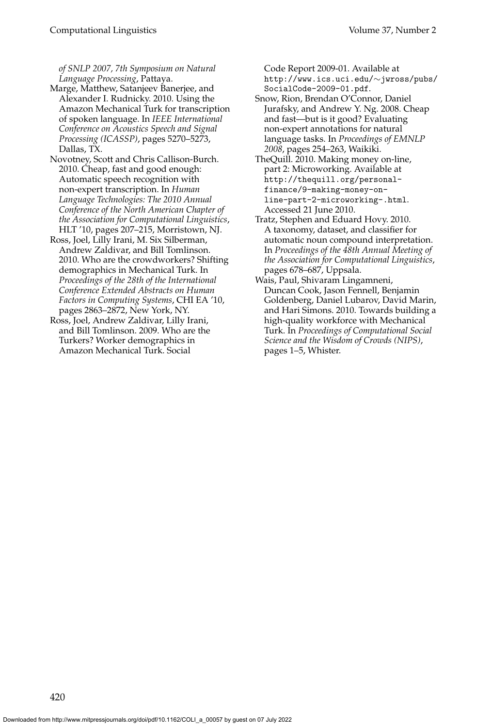*of SNLP 2007, 7th Symposium on Natural Language Processing*, Pattaya.

Marge, Matthew, Satanjeev Banerjee, and Alexander I. Rudnicky. 2010. Using the Amazon Mechanical Turk for transcription of spoken language. In *IEEE International Conference on Acoustics Speech and Signal Processing (ICASSP)*, pages 5270–5273, Dallas, TX.

Novotney, Scott and Chris Callison-Burch. 2010. Cheap, fast and good enough: Automatic speech recognition with non-expert transcription. In *Human Language Technologies: The 2010 Annual Conference of the North American Chapter of the Association for Computational Linguistics*, HLT '10, pages 207–215, Morristown, NJ.

Ross, Joel, Lilly Irani, M. Six Silberman, Andrew Zaldivar, and Bill Tomlinson. 2010. Who are the crowdworkers? Shifting demographics in Mechanical Turk. In *Proceedings of the 28th of the International Conference Extended Abstracts on Human Factors in Computing Systems*, CHI EA '10, pages 2863–2872, New York, NY.

Ross, Joel, Andrew Zaldivar, Lilly Irani, and Bill Tomlinson. 2009. Who are the Turkers? Worker demographics in Amazon Mechanical Turk. Social Code Report 2009-01. Available at `http://www.ics.uci.edu/~jwross/pubs/SocialCode-2009-01.pdf`.

Snow, Rion, Brendan O'Connor, Daniel Jurafsky, and Andrew Y. Ng. 2008. Cheap and fast—but is it good? Evaluating non-expert annotations for natural language tasks. In *Proceedings of EMNLP 2008*, pages 254–263, Waikiki.

TheQuill. 2010. Making money on-line, part 2: Microworking. Available at `http://thequill.org/personal-finance/9-making-money-on-line-part-2-microworking-.html`. Accessed 21 June 2010.

Tratz, Stephen and Eduard Hovy. 2010. A taxonomy, dataset, and classifier for automatic noun compound interpretation. In *Proceedings of the 48th Annual Meeting of the Association for Computational Linguistics*, pages 678–687, Uppsala.

Wais, Paul, Shivaram Lingamneni, Duncan Cook, Jason Fennell, Benjamin Goldenberg, Daniel Lubarov, David Marin, and Hari Simons. 2010. Towards building a high-quality workforce with Mechanical Turk. In *Proceedings of Computational Social Science and the Wisdom of Crowds (NIPS)*, pages 1–5, Whister.